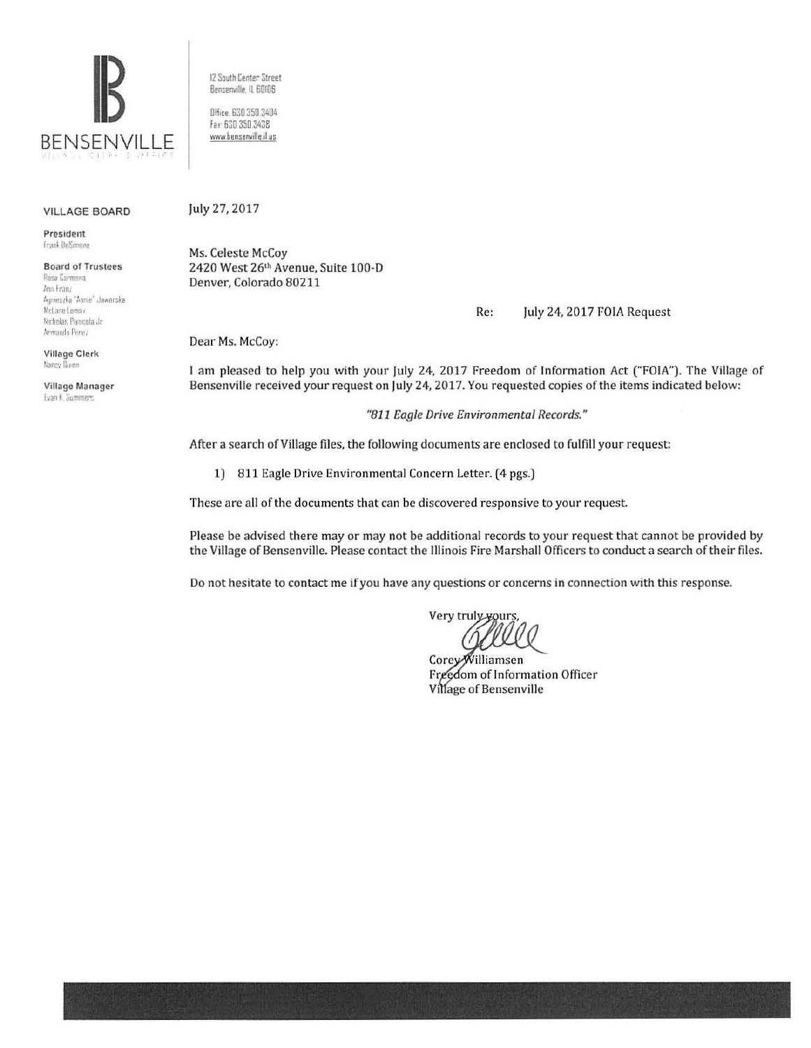BENSENVILLE

Village Clerk's Office

12 South Center Street
Bensenville, IL 60106

Office: 630.350.3404
Fax: 630.350.3438
www.bensenville.il.us

**VILLAGE BOARD**

**President**
Frank DeSimone

**Board of Trustees**
Rosa Carmona
Ann Franz
Agnieszka "Annie" Jaworska
McLane Lomax
Nicholas Panicola Jr.
Armando Perez

**Village Clerk**
Nancy Quinn

**Village Manager**
Evan K. Summers

July 27, 2017

Ms. Celeste McCoy
2420 West 26th Avenue, Suite 100-D
Denver, Colorado 80211

Re: July 24, 2017 FOIA Request

Dear Ms. McCoy:

I am pleased to help you with your July 24, 2017 Freedom of Information Act ("FOIA"). The Village of Bensenville received your request on July 24, 2017. You requested copies of the items indicated below:

*"811 Eagle Drive Environmental Records."*

After a search of Village files, the following documents are enclosed to fulfill your request:

1) 811 Eagle Drive Environmental Concern Letter. (4 pgs.)

These are all of the documents that can be discovered responsive to your request.

Please be advised there may or may not be additional records to your request that cannot be provided by the Village of Bensenville. Please contact the Illinois Fire Marshall Officers to conduct a search of their files.

Do not hesitate to contact me if you have any questions or concerns in connection with this response.

Very truly yours,

Corey Williamsen
Freedom of Information Officer
Village of Bensenville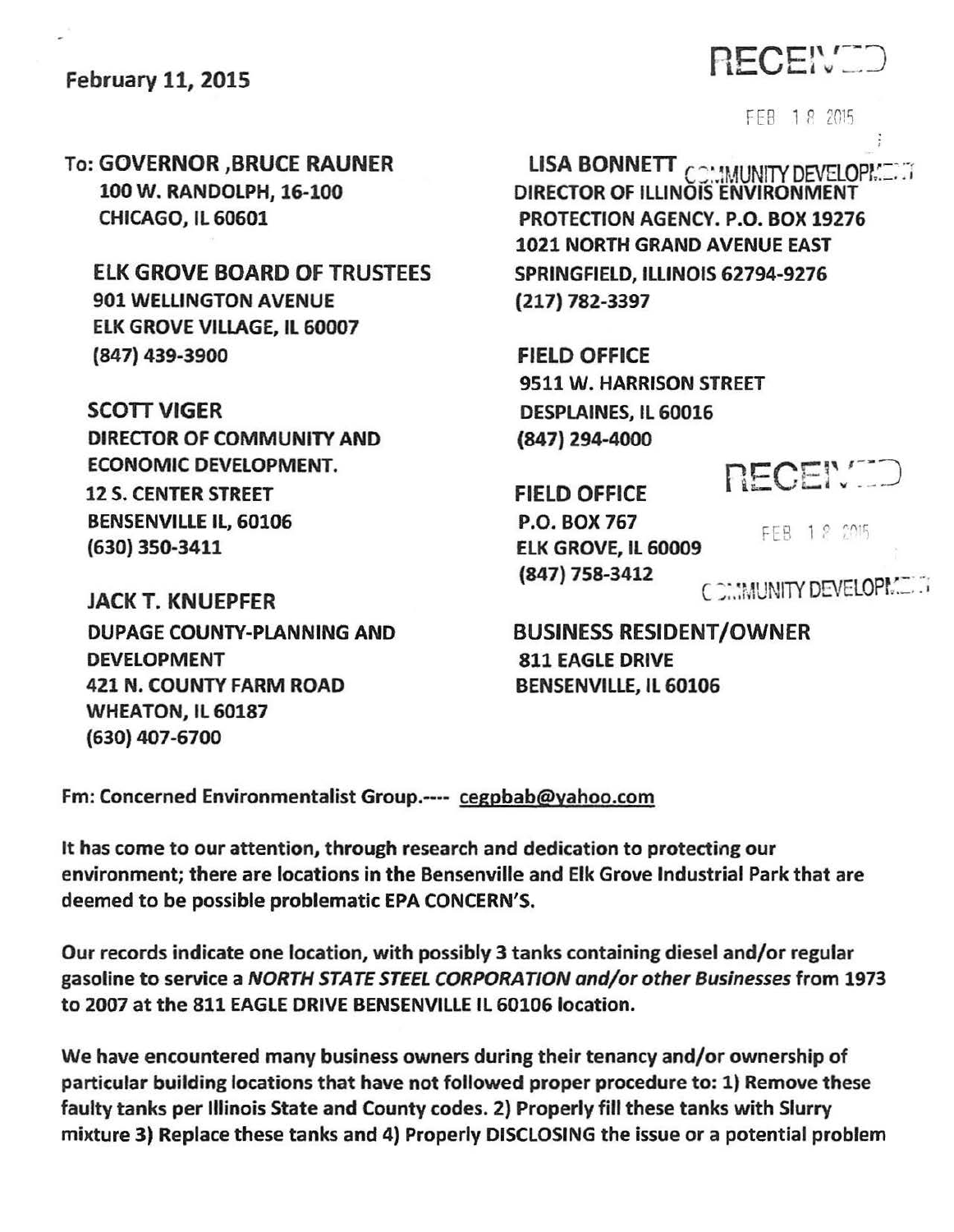February 11, 2015

RECEIVED
FEB 18 2015
COMMUNITY DEVELOPMENT

To: GOVERNOR ,BRUCE RAUNER
100 W. RANDOLPH, 16-100
CHICAGO, IL 60601

ELK GROVE BOARD OF TRUSTEES
901 WELLINGTON AVENUE
ELK GROVE VILLAGE, IL 60007
(847) 439-3900

SCOTT VIGER
DIRECTOR OF COMMUNITY AND ECONOMIC DEVELOPMENT.
12 S. CENTER STREET
BENSENVILLE IL, 60106
(630) 350-3411

JACK T. KNUEPFER
DUPAGE COUNTY-PLANNING AND DEVELOPMENT
421 N. COUNTY FARM ROAD
WHEATON, IL 60187
(630) 407-6700

LISA BONNETT
DIRECTOR OF ILLINOIS ENVIRONMENT PROTECTION AGENCY. P.O. BOX 19276
1021 NORTH GRAND AVENUE EAST
SPRINGFIELD, ILLINOIS 62794-9276
(217) 782-3397

FIELD OFFICE
9511 W. HARRISON STREET
DESPLAINES, IL 60016
(847) 294-4000

FIELD OFFICE
P.O. BOX 767
ELK GROVE, IL 60009
(847) 758-3412

RECEIVED
FEB 18 2015
COMMUNITY DEVELOPMENT

BUSINESS RESIDENT/OWNER
811 EAGLE DRIVE
BENSENVILLE, IL 60106

Fm: Concerned Environmentalist Group.---- cegpbab@yahoo.com

It has come to our attention, through research and dedication to protecting our environment; there are locations in the Bensenville and Elk Grove Industrial Park that are deemed to be possible problematic EPA CONCERN'S.

Our records indicate one location, with possibly 3 tanks containing diesel and/or regular gasoline to service a *NORTH STATE STEEL CORPORATION and/or other Businesses* from 1973 to 2007 at the 811 EAGLE DRIVE BENSENVILLE IL 60106 location.

We have encountered many business owners during their tenancy and/or ownership of particular building locations that have not followed proper procedure to: 1) Remove these faulty tanks per Illinois State and County codes. 2) Properly fill these tanks with Slurry mixture 3) Replace these tanks and 4) Properly DISCLOSING the issue or a potential problem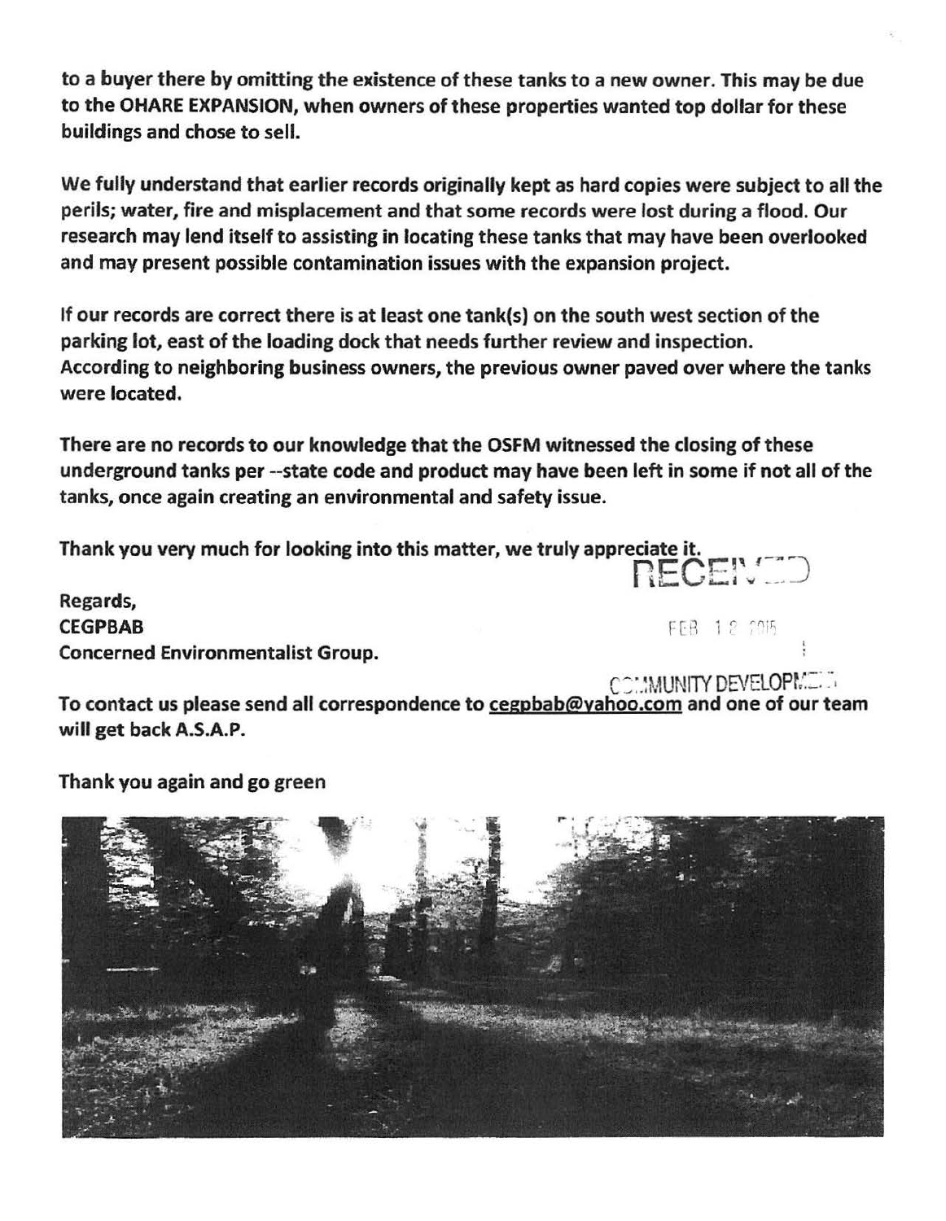**to a buyer there by omitting the existence of these tanks to a new owner. This may be due to the OHARE EXPANSION, when owners of these properties wanted top dollar for these buildings and chose to sell.**

**We fully understand that earlier records originally kept as hard copies were subject to all the perils; water, fire and misplacement and that some records were lost during a flood. Our research may lend itself to assisting in locating these tanks that may have been overlooked and may present possible contamination issues with the expansion project.**

**If our records are correct there is at least one tank(s) on the south west section of the parking lot, east of the loading dock that needs further review and inspection. According to neighboring business owners, the previous owner paved over where the tanks were located.**

**There are no records to our knowledge that the OSFM witnessed the closing of these underground tanks per --state code and product may have been left in some if not all of the tanks, once again creating an environmental and safety issue.**

**Thank you very much for looking into this matter, we truly appreciate it.**

RECEIVED

FEB 12 2015

COMMUNITY DEVELOPMENT

**Regards,**
**CEGPBAB**
**Concerned Environmentalist Group.**

**To contact us please send all correspondence to cegpbab@yahoo.com and one of our team will get back A.S.A.P.**

**Thank you again and go green**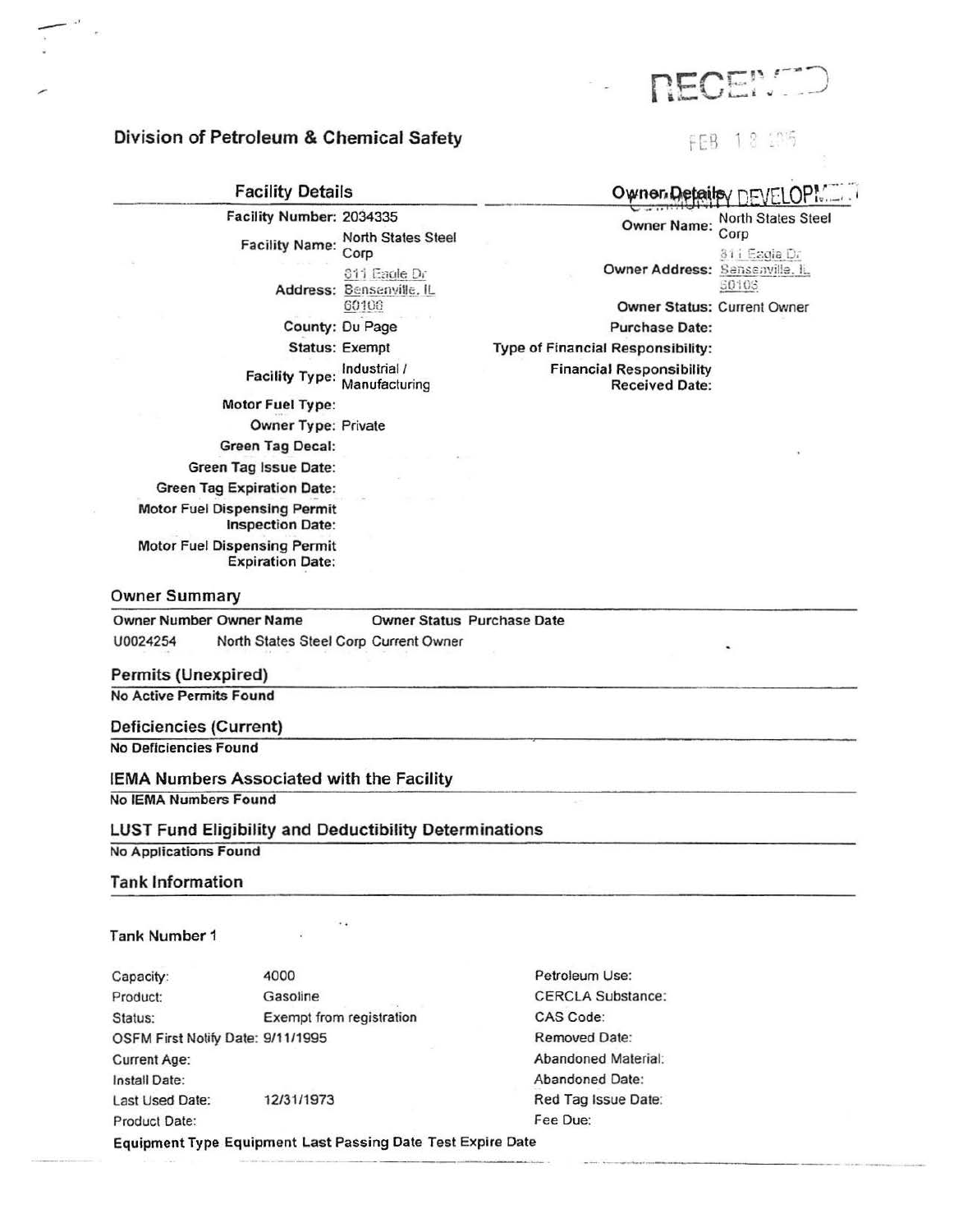RECEIVED

FEB 18 2015

COMMUNITY DEVELOPMENT

## Division of Petroleum & Chemical Safety

### Facility Details

**Facility Number:** 2034335

**Facility Name:** North States Steel Corp

**Address:** 811 Eagle Dr Bensenville, IL 60106

**County:** Du Page

**Status:** Exempt

**Facility Type:** Industrial / Manufacturing

**Motor Fuel Type:**

**Owner Type:** Private

**Green Tag Decal:**

**Green Tag Issue Date:**

**Green Tag Expiration Date:**

**Motor Fuel Dispensing Permit Inspection Date:**

**Motor Fuel Dispensing Permit Expiration Date:**

### Owner Details

**Owner Name:** North States Steel Corp

**Owner Address:** 811 Eagle Dr Bensenville, IL 60106

**Owner Status:** Current Owner

**Purchase Date:**

**Type of Financial Responsibility:**

**Financial Responsibility Received Date:**

### Owner Summary

| Owner Number | Owner Name | Owner Status | Purchase Date |
|---|---|---|---|
| U0024254 | North States Steel Corp | Current Owner | |

### Permits (Unexpired)

**No Active Permits Found**

### Deficiencies (Current)

**No Deficiencies Found**

### IEMA Numbers Associated with the Facility

**No IEMA Numbers Found**

### LUST Fund Eligibility and Deductibility Determinations

**No Applications Found**

### Tank Information

**Tank Number 1**

| | | | |
|---|---|---|---|
| Capacity: | 4000 | Petroleum Use: | |
| Product: | Gasoline | CERCLA Substance: | |
| Status: | Exempt from registration | CAS Code: | |
| OSFM First Notify Date: | 9/11/1995 | Removed Date: | |
| Current Age: | | Abandoned Material: | |
| Install Date: | | Abandoned Date: | |
| Last Used Date: | 12/31/1973 | Red Tag Issue Date: | |
| Product Date: | | Fee Due: | |

| Equipment Type | Equipment | Last Passing Date | Test Expire Date |
|---|---|---|---|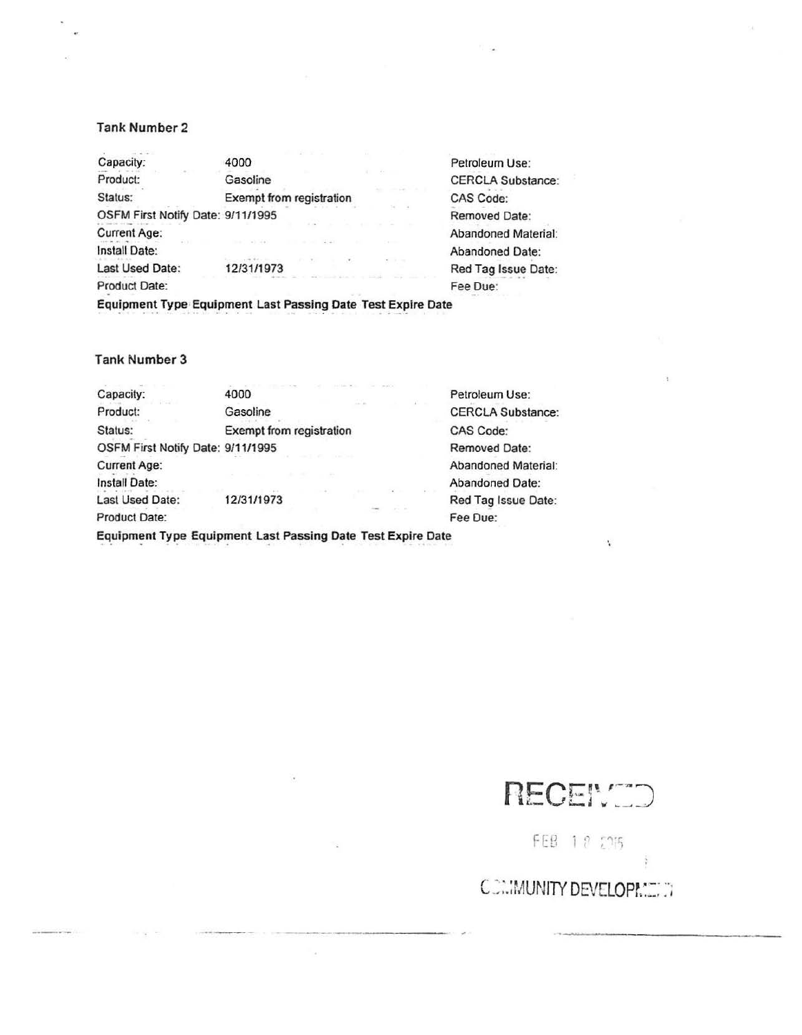### Tank Number 2

| | | |
|---|---|---|
| Capacity: | 4000 | Petroleum Use: |
| Product: | Gasoline | CERCLA Substance: |
| Status: | Exempt from registration | CAS Code: |
| OSFM First Notify Date: | 9/11/1995 | Removed Date: |
| Current Age: | | Abandoned Material: |
| Install Date: | | Abandoned Date: |
| Last Used Date: | 12/31/1973 | Red Tag Issue Date: |
| Product Date: | | Fee Due: |

**Equipment Type Equipment Last Passing Date Test Expire Date**

### Tank Number 3

| | | |
|---|---|---|
| Capacity: | 4000 | Petroleum Use: |
| Product: | Gasoline | CERCLA Substance: |
| Status: | Exempt from registration | CAS Code: |
| OSFM First Notify Date: | 9/11/1995 | Removed Date: |
| Current Age: | | Abandoned Material: |
| Install Date: | | Abandoned Date: |
| Last Used Date: | 12/31/1973 | Red Tag Issue Date: |
| Product Date: | | Fee Due: |

**Equipment Type Equipment Last Passing Date Test Expire Date**

RECEIVED

FEB 1 2 2015

COMMUNITY DEVELOPMENT